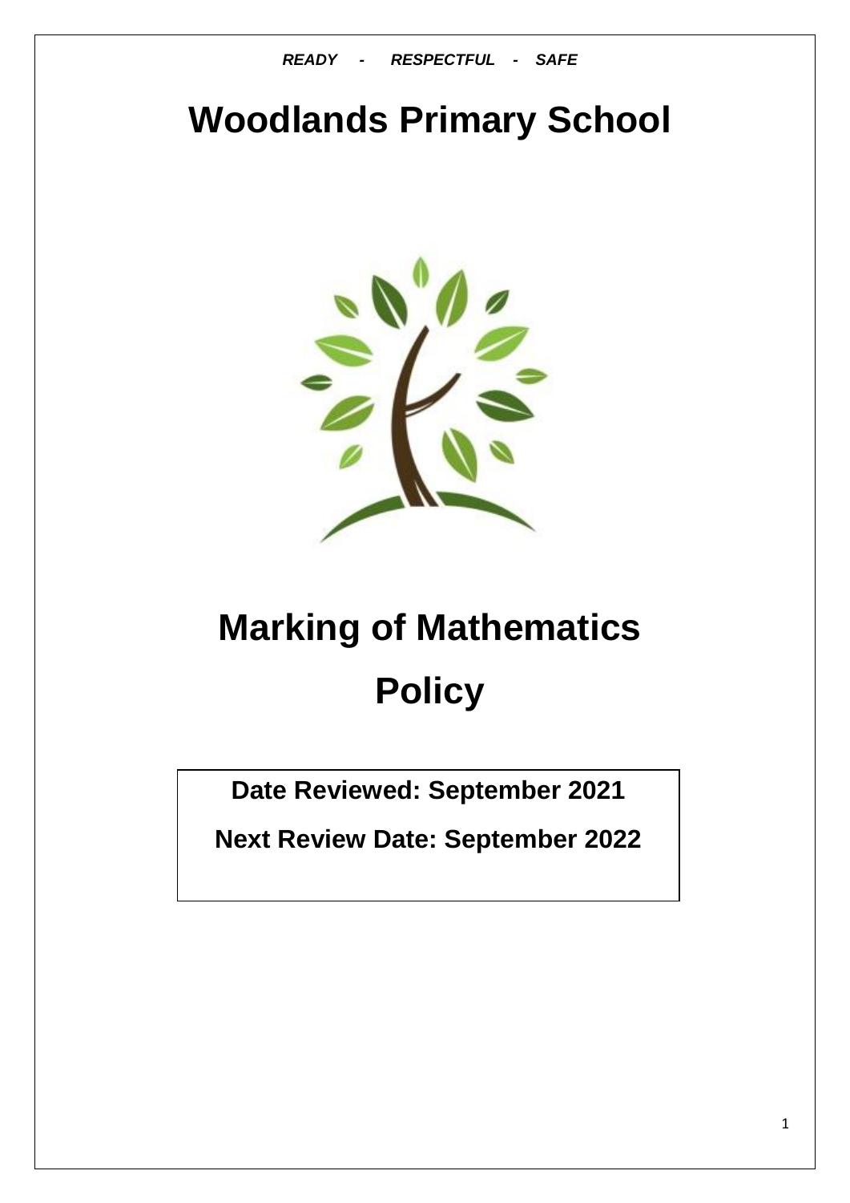***READY - RESPECTFUL - SAFE***

# Woodlands Primary School

# Marking of Mathematics Policy

**Date Reviewed: September 2021**

**Next Review Date: September 2022**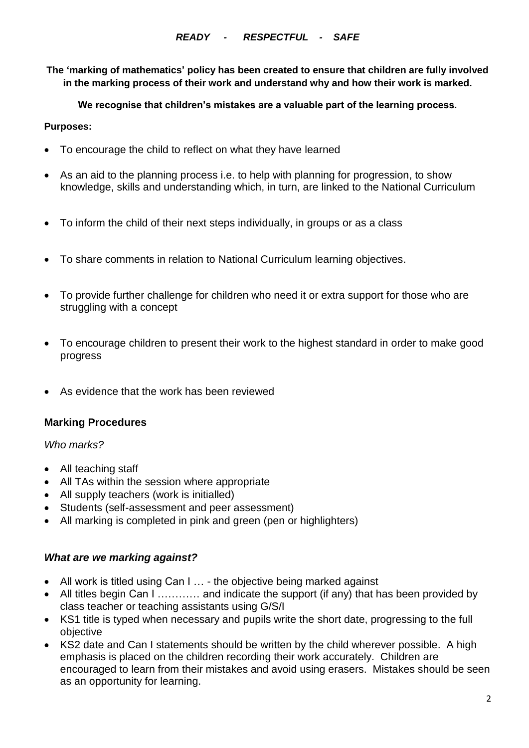***READY - RESPECTFUL - SAFE***

**The 'marking of mathematics' policy has been created to ensure that children are fully involved in the marking process of their work and understand why and how their work is marked.**

**We recognise that children's mistakes are a valuable part of the learning process.**

**Purposes:**

- To encourage the child to reflect on what they have learned
- As an aid to the planning process i.e. to help with planning for progression, to show knowledge, skills and understanding which, in turn, are linked to the National Curriculum
- To inform the child of their next steps individually, in groups or as a class
- To share comments in relation to National Curriculum learning objectives.
- To provide further challenge for children who need it or extra support for those who are struggling with a concept
- To encourage children to present their work to the highest standard in order to make good progress
- As evidence that the work has been reviewed

## Marking Procedures

*Who marks?*

- All teaching staff
- All TAs within the session where appropriate
- All supply teachers (work is initialled)
- Students (self-assessment and peer assessment)
- All marking is completed in pink and green (pen or highlighters)

### *What are we marking against?*

- All work is titled using Can I … - the objective being marked against
- All titles begin Can I ………… and indicate the support (if any) that has been provided by class teacher or teaching assistants using G/S/I
- KS1 title is typed when necessary and pupils write the short date, progressing to the full objective
- KS2 date and Can I statements should be written by the child wherever possible. A high emphasis is placed on the children recording their work accurately. Children are encouraged to learn from their mistakes and avoid using erasers. Mistakes should be seen as an opportunity for learning.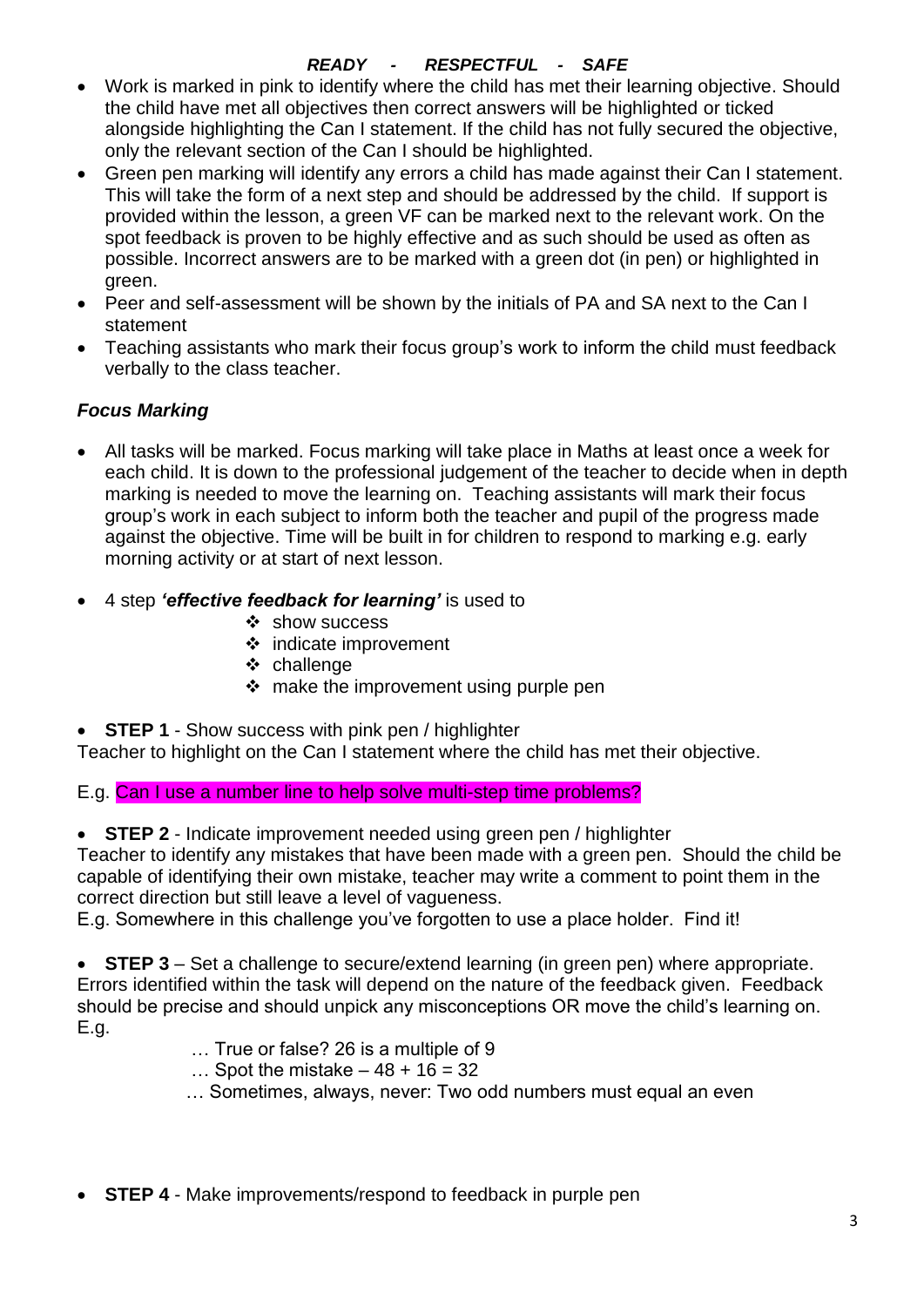***READY - RESPECTFUL - SAFE***

- Work is marked in pink to identify where the child has met their learning objective. Should the child have met all objectives then correct answers will be highlighted or ticked alongside highlighting the Can I statement. If the child has not fully secured the objective, only the relevant section of the Can I should be highlighted.
- Green pen marking will identify any errors a child has made against their Can I statement. This will take the form of a next step and should be addressed by the child. If support is provided within the lesson, a green VF can be marked next to the relevant work. On the spot feedback is proven to be highly effective and as such should be used as often as possible. Incorrect answers are to be marked with a green dot (in pen) or highlighted in green.
- Peer and self-assessment will be shown by the initials of PA and SA next to the Can I statement
- Teaching assistants who mark their focus group's work to inform the child must feedback verbally to the class teacher.

### *Focus Marking*

- All tasks will be marked. Focus marking will take place in Maths at least once a week for each child. It is down to the professional judgement of the teacher to decide when in depth marking is needed to move the learning on. Teaching assistants will mark their focus group's work in each subject to inform both the teacher and pupil of the progress made against the objective. Time will be built in for children to respond to marking e.g. early morning activity or at start of next lesson.

- 4 step ***'effective feedback for learning'*** is used to
  - show success
  - indicate improvement
  - challenge
  - make the improvement using purple pen

- **STEP 1** - Show success with pink pen / highlighter

Teacher to highlight on the Can I statement where the child has met their objective.

E.g. Can I use a number line to help solve multi-step time problems?

- **STEP 2** - Indicate improvement needed using green pen / highlighter

Teacher to identify any mistakes that have been made with a green pen. Should the child be capable of identifying their own mistake, teacher may write a comment to point them in the correct direction but still leave a level of vagueness.

E.g. Somewhere in this challenge you've forgotten to use a place holder. Find it!

- **STEP 3** – Set a challenge to secure/extend learning (in green pen) where appropriate.

Errors identified within the task will depend on the nature of the feedback given. Feedback should be precise and should unpick any misconceptions OR move the child's learning on. E.g.

… True or false? 26 is a multiple of 9

… Spot the mistake – 48 + 16 = 32

… Sometimes, always, never: Two odd numbers must equal an even

- **STEP 4** - Make improvements/respond to feedback in purple pen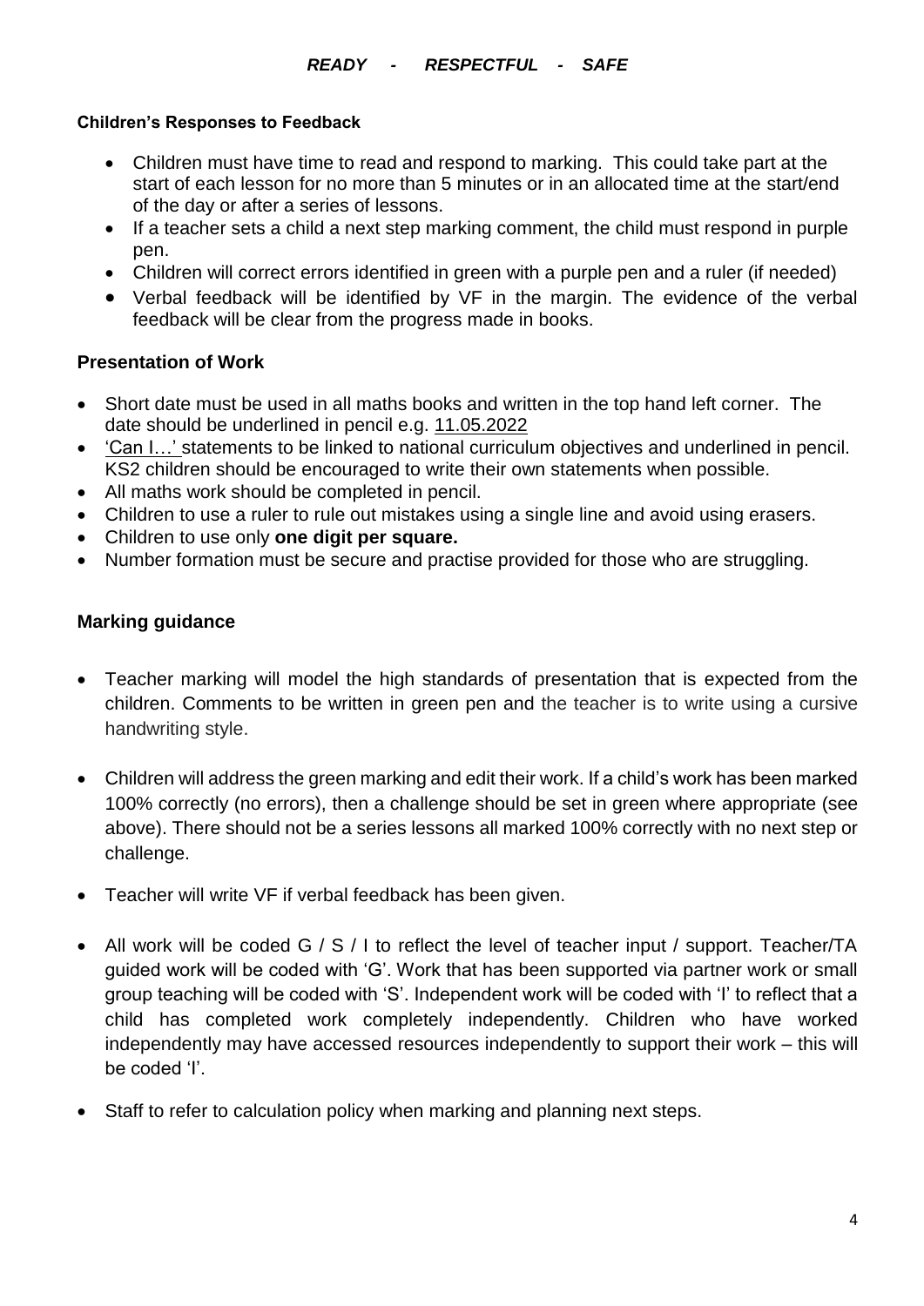***READY - RESPECTFUL - SAFE***

**Children's Responses to Feedback**

- Children must have time to read and respond to marking. This could take part at the start of each lesson for no more than 5 minutes or in an allocated time at the start/end of the day or after a series of lessons.
- If a teacher sets a child a next step marking comment, the child must respond in purple pen.
- Children will correct errors identified in green with a purple pen and a ruler (if needed)
- Verbal feedback will be identified by VF in the margin. The evidence of the verbal feedback will be clear from the progress made in books.

## Presentation of Work

- Short date must be used in all maths books and written in the top hand left corner. The date should be underlined in pencil e.g. 11.05.2022
- 'Can I…' statements to be linked to national curriculum objectives and underlined in pencil. KS2 children should be encouraged to write their own statements when possible.
- All maths work should be completed in pencil.
- Children to use a ruler to rule out mistakes using a single line and avoid using erasers.
- Children to use only **one digit per square.**
- Number formation must be secure and practise provided for those who are struggling.

## Marking guidance

- Teacher marking will model the high standards of presentation that is expected from the children. Comments to be written in green pen and the teacher is to write using a cursive handwriting style.
- Children will address the green marking and edit their work. If a child's work has been marked 100% correctly (no errors), then a challenge should be set in green where appropriate (see above). There should not be a series lessons all marked 100% correctly with no next step or challenge.
- Teacher will write VF if verbal feedback has been given.
- All work will be coded G / S / I to reflect the level of teacher input / support. Teacher/TA guided work will be coded with 'G'. Work that has been supported via partner work or small group teaching will be coded with 'S'. Independent work will be coded with 'I' to reflect that a child has completed work completely independently. Children who have worked independently may have accessed resources independently to support their work – this will be coded 'I'.
- Staff to refer to calculation policy when marking and planning next steps.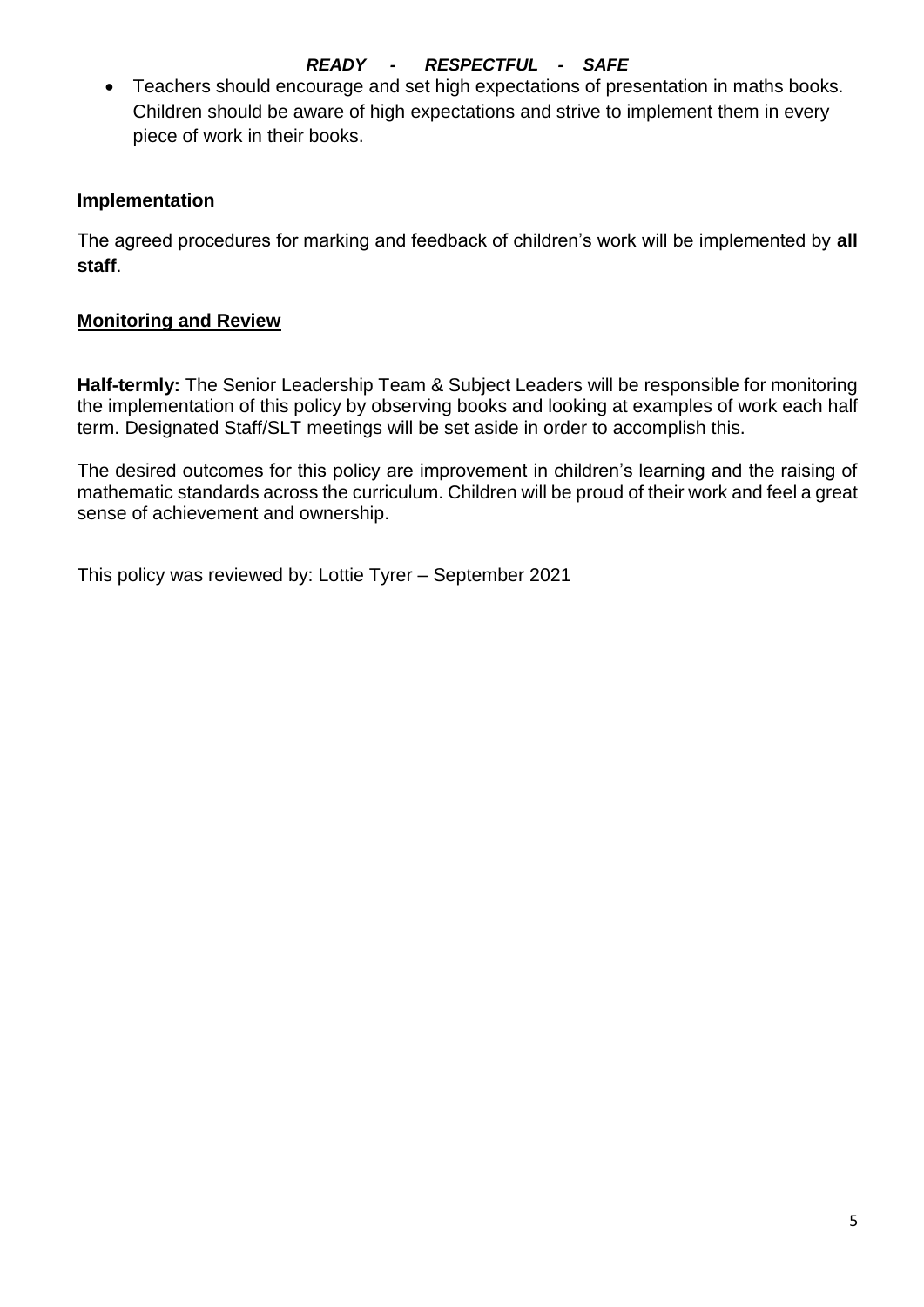- Teachers should encourage and set high expectations of presentation in maths books. Children should be aware of high expectations and strive to implement them in every piece of work in their books.

**Implementation**

The agreed procedures for marking and feedback of children's work will be implemented by **all staff**.

**Monitoring and Review**

**Half-termly:** The Senior Leadership Team & Subject Leaders will be responsible for monitoring the implementation of this policy by observing books and looking at examples of work each half term. Designated Staff/SLT meetings will be set aside in order to accomplish this.

The desired outcomes for this policy are improvement in children's learning and the raising of mathematic standards across the curriculum. Children will be proud of their work and feel a great sense of achievement and ownership.

This policy was reviewed by: Lottie Tyrer – September 2021